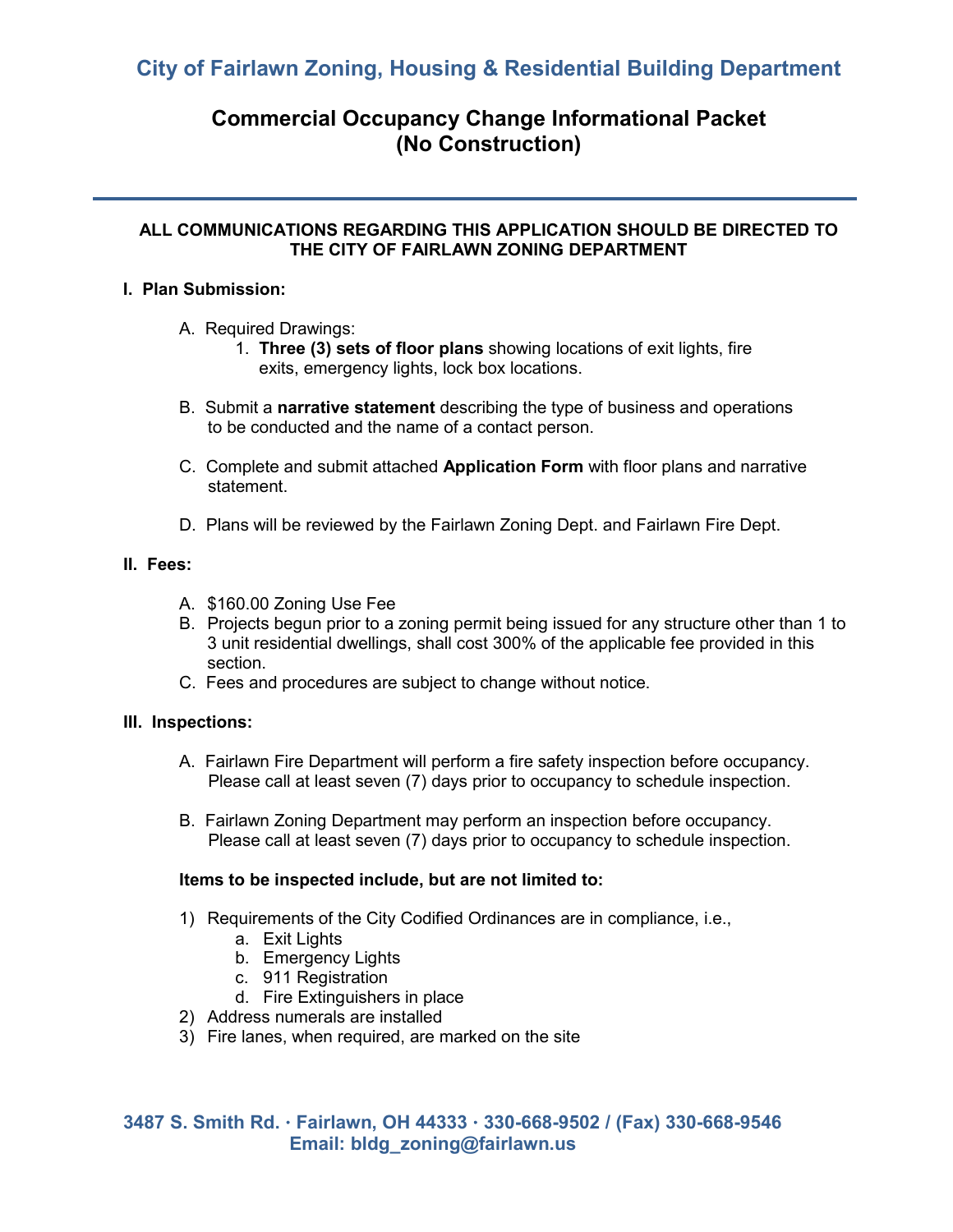# City of Fairlawn Zoning, Housing & Residential Building Department

## Commercial Occupancy Change Informational Packet (No Construction)

**ALL COMMUNICATIONS REGARDING THIS APPLICATION SHOULD BE DIRECTED TO THE CITY OF FAIRLAWN ZONING DEPARTMENT**

### I. Plan Submission:

A. Required Drawings:
   1. **Three (3) sets of floor plans** showing locations of exit lights, fire exits, emergency lights, lock box locations.

B. Submit a **narrative statement** describing the type of business and operations to be conducted and the name of a contact person.

C. Complete and submit attached **Application Form** with floor plans and narrative statement.

D. Plans will be reviewed by the Fairlawn Zoning Dept. and Fairlawn Fire Dept.

### II. Fees:

A. $160.00 Zoning Use Fee
B. Projects begun prior to a zoning permit being issued for any structure other than 1 to 3 unit residential dwellings, shall cost 300% of the applicable fee provided in this section.
C. Fees and procedures are subject to change without notice.

### III. Inspections:

A. Fairlawn Fire Department will perform a fire safety inspection before occupancy. Please call at least seven (7) days prior to occupancy to schedule inspection.

B. Fairlawn Zoning Department may perform an inspection before occupancy. Please call at least seven (7) days prior to occupancy to schedule inspection.

**Items to be inspected include, but are not limited to:**

1) Requirements of the City Codified Ordinances are in compliance, i.e.,
   a. Exit Lights
   b. Emergency Lights
   c. 911 Registration
   d. Fire Extinguishers in place
2) Address numerals are installed
3) Fire lanes, when required, are marked on the site

**3487 S. Smith Rd. · Fairlawn, OH 44333 · 330-668-9502 / (Fax) 330-668-9546**
**Email: bldg_zoning@fairlawn.us**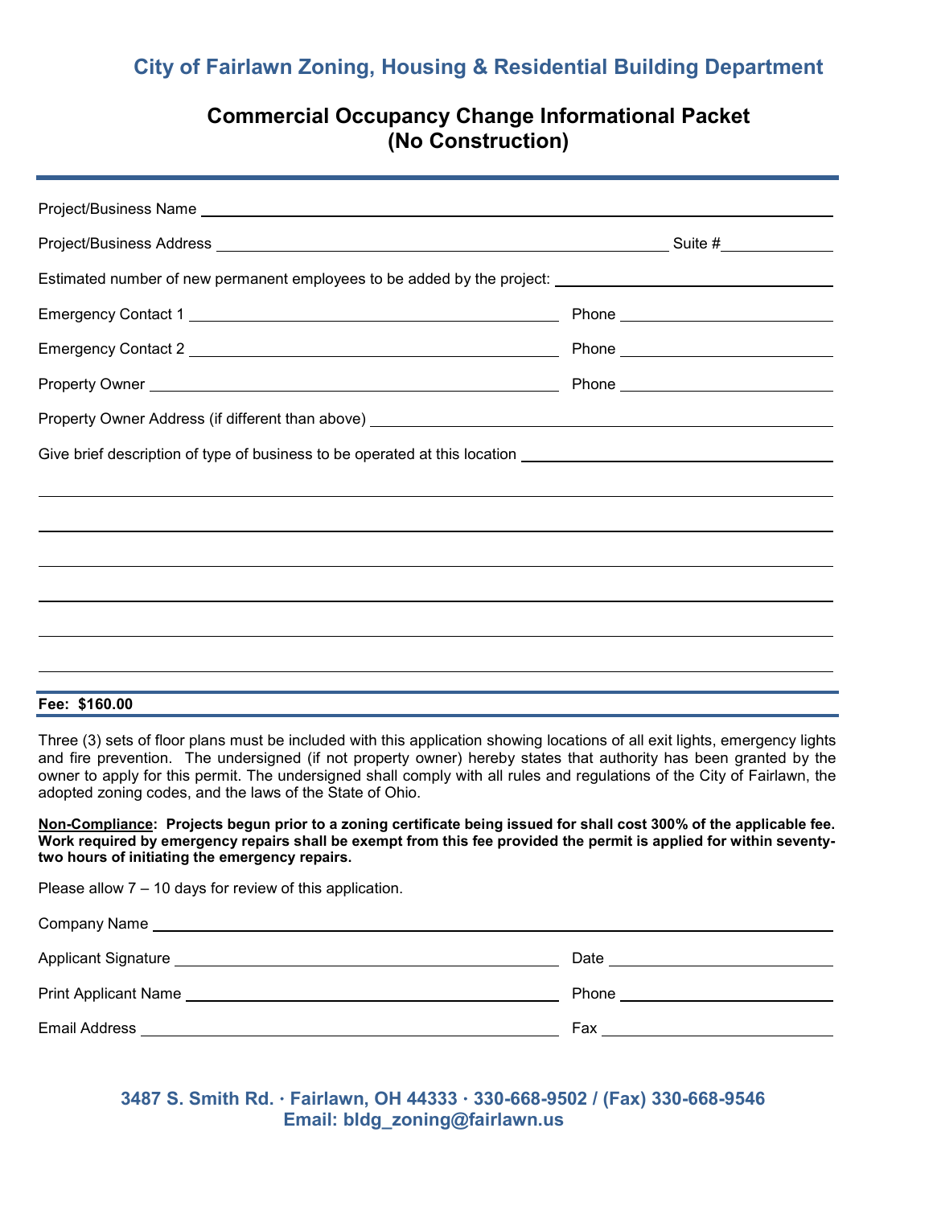## City of Fairlawn Zoning, Housing & Residential Building Department

# Commercial Occupancy Change Informational Packet (No Construction)

Project/Business Name ______________________________

Project/Business Address ______________________________ Suite # __________

Estimated number of new permanent employees to be added by the project: __________

Emergency Contact 1 ______________________________ Phone __________

Emergency Contact 2 ______________________________ Phone __________

Property Owner ______________________________ Phone __________

Property Owner Address (if different than above) ______________________________

Give brief description of type of business to be operated at this location ______________________________

______________________________

______________________________

______________________________

______________________________

______________________________

______________________________

**Fee: $160.00**

Three (3) sets of floor plans must be included with this application showing locations of all exit lights, emergency lights and fire prevention. The undersigned (if not property owner) hereby states that authority has been granted by the owner to apply for this permit. The undersigned shall comply with all rules and regulations of the City of Fairlawn, the adopted zoning codes, and the laws of the State of Ohio.

**Non-Compliance: Projects begun prior to a zoning certificate being issued for shall cost 300% of the applicable fee. Work required by emergency repairs shall be exempt from this fee provided the permit is applied for within seventy-two hours of initiating the emergency repairs.**

Please allow 7 – 10 days for review of this application.

Company Name ______________________________

Applicant Signature ______________________________ Date __________

Print Applicant Name ______________________________ Phone __________

Email Address ______________________________ Fax __________

**3487 S. Smith Rd. · Fairlawn, OH 44333 · 330-668-9502 / (Fax) 330-668-9546**
**Email: bldg_zoning@fairlawn.us**